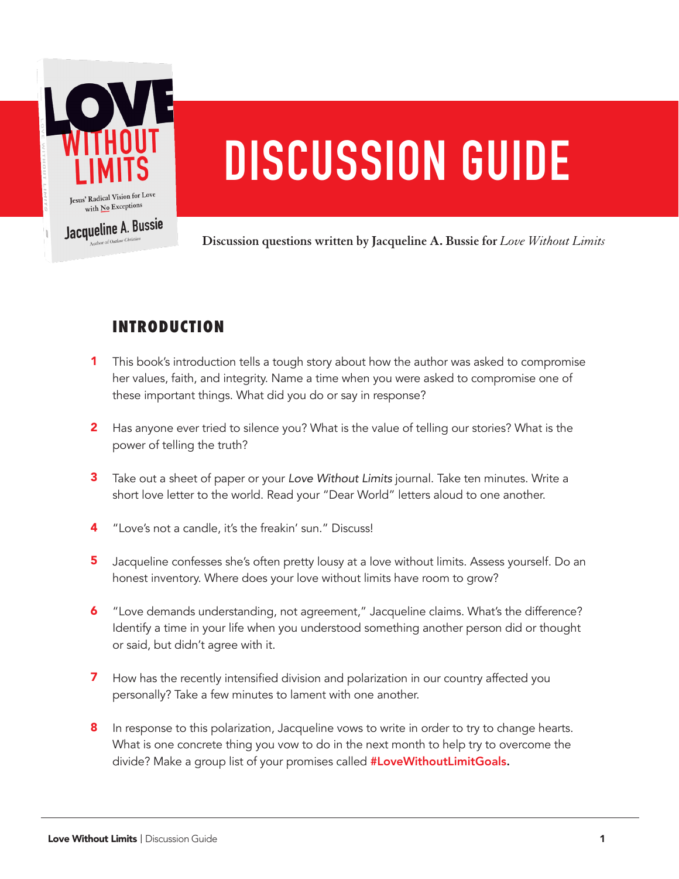# DISCUSSION GUIDE

**Discussion questions written by Jacqueline A. Bussie for *Love Without Limits***

## INTRODUCTION

1. This book's introduction tells a tough story about how the author was asked to compromise her values, faith, and integrity. Name a time when you were asked to compromise one of these important things. What did you do or say in response?

2. Has anyone ever tried to silence you? What is the value of telling our stories? What is the power of telling the truth?

3. Take out a sheet of paper or your *Love Without Limits* journal. Take ten minutes. Write a short love letter to the world. Read your "Dear World" letters aloud to one another.

4. "Love's not a candle, it's the freakin' sun." Discuss!

5. Jacqueline confesses she's often pretty lousy at a love without limits. Assess yourself. Do an honest inventory. Where does your love without limits have room to grow?

6. "Love demands understanding, not agreement," Jacqueline claims. What's the difference? Identify a time in your life when you understood something another person did or thought or said, but didn't agree with it.

7. How has the recently intensified division and polarization in our country affected you personally? Take a few minutes to lament with one another.

8. In response to this polarization, Jacqueline vows to write in order to try to change hearts. What is one concrete thing you vow to do in the next month to help try to overcome the divide? Make a group list of your promises called **#LoveWithoutLimitGoals.**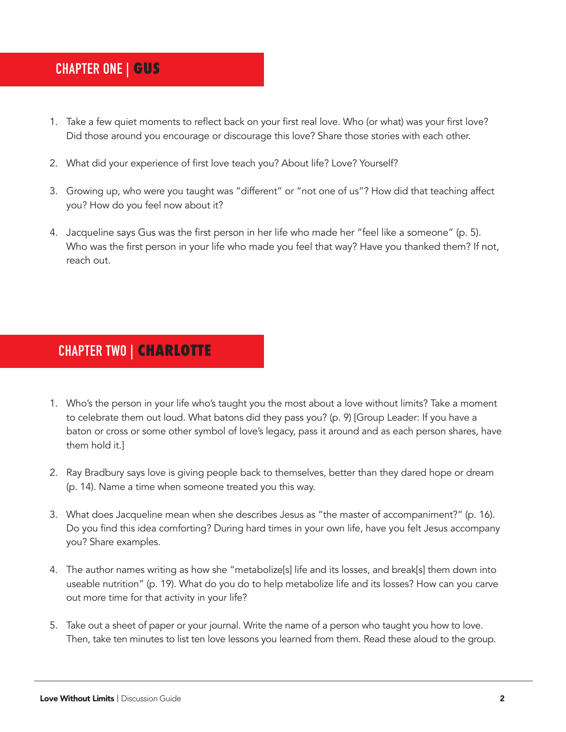## CHAPTER ONE | GUS

1. Take a few quiet moments to reflect back on your first real love. Who (or what) was your first love? Did those around you encourage or discourage this love? Share those stories with each other.

2. What did your experience of first love teach you? About life? Love? Yourself?

3. Growing up, who were you taught was "different" or "not one of us"? How did that teaching affect you? How do you feel now about it?

4. Jacqueline says Gus was the first person in her life who made her "feel like a someone" (p. 5). Who was the first person in your life who made you feel that way? Have you thanked them? If not, reach out.

## CHAPTER TWO | CHARLOTTE

1. Who's the person in your life who's taught you the most about a love without limits? Take a moment to celebrate them out loud. What batons did they pass you? (p. 9) [Group Leader: If you have a baton or cross or some other symbol of love's legacy, pass it around and as each person shares, have them hold it.]

2. Ray Bradbury says love is giving people back to themselves, better than they dared hope or dream (p. 14). Name a time when someone treated you this way.

3. What does Jacqueline mean when she describes Jesus as "the master of accompaniment?" (p. 16). Do you find this idea comforting? During hard times in your own life, have you felt Jesus accompany you? Share examples.

4. The author names writing as how she "metabolize[s] life and its losses, and break[s] them down into useable nutrition" (p. 19). What do you do to help metabolize life and its losses? How can you carve out more time for that activity in your life?

5. Take out a sheet of paper or your journal. Write the name of a person who taught you how to love. Then, take ten minutes to list ten love lessons you learned from them. Read these aloud to the group.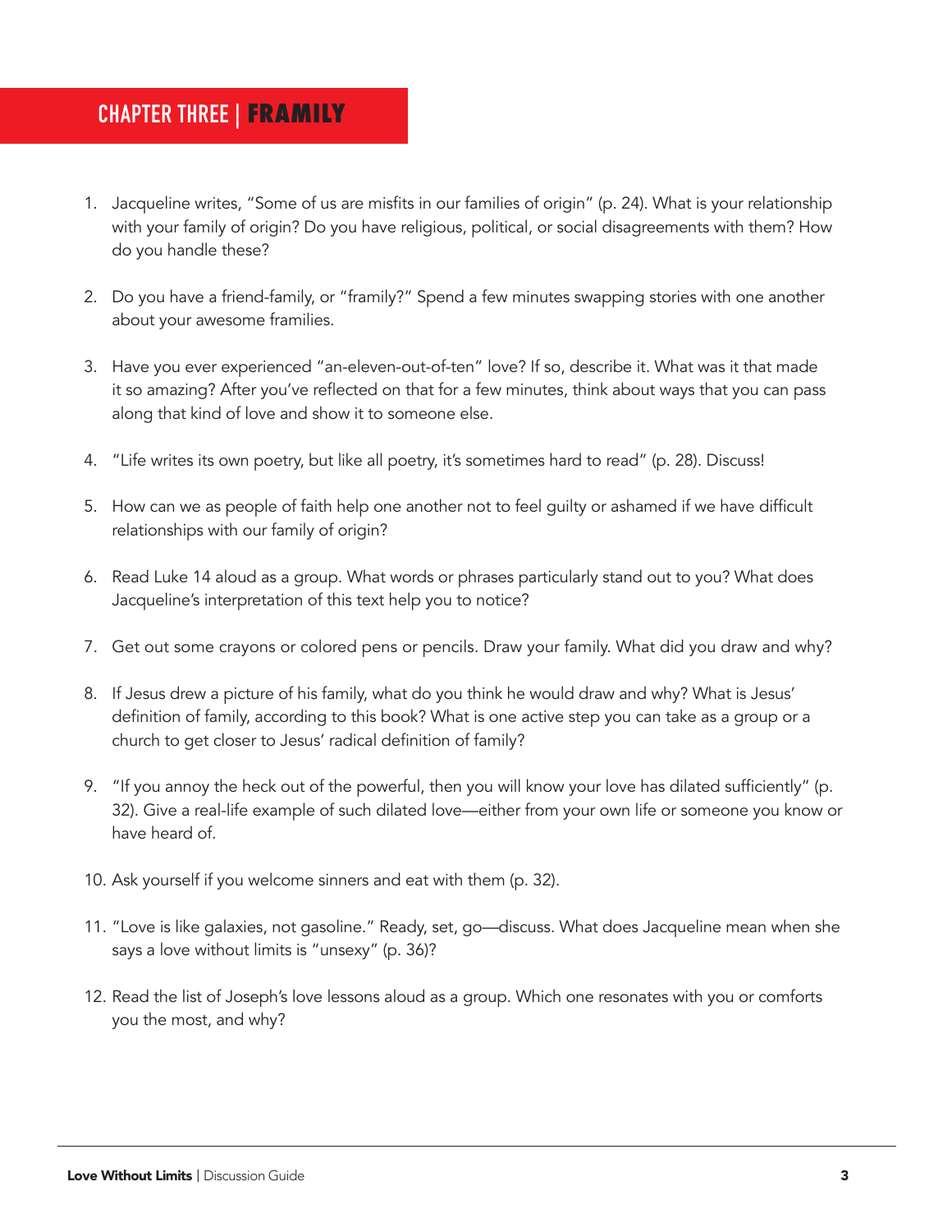## CHAPTER THREE | FRAMILY

1. Jacqueline writes, "Some of us are misfits in our families of origin" (p. 24). What is your relationship with your family of origin? Do you have religious, political, or social disagreements with them? How do you handle these?

2. Do you have a friend-family, or "framily?" Spend a few minutes swapping stories with one another about your awesome framilies.

3. Have you ever experienced "an-eleven-out-of-ten" love? If so, describe it. What was it that made it so amazing? After you've reflected on that for a few minutes, think about ways that you can pass along that kind of love and show it to someone else.

4. "Life writes its own poetry, but like all poetry, it's sometimes hard to read" (p. 28). Discuss!

5. How can we as people of faith help one another not to feel guilty or ashamed if we have difficult relationships with our family of origin?

6. Read Luke 14 aloud as a group. What words or phrases particularly stand out to you? What does Jacqueline's interpretation of this text help you to notice?

7. Get out some crayons or colored pens or pencils. Draw your family. What did you draw and why?

8. If Jesus drew a picture of his family, what do you think he would draw and why? What is Jesus' definition of family, according to this book? What is one active step you can take as a group or a church to get closer to Jesus' radical definition of family?

9. "If you annoy the heck out of the powerful, then you will know your love has dilated sufficiently" (p. 32). Give a real-life example of such dilated love—either from your own life or someone you know or have heard of.

10. Ask yourself if you welcome sinners and eat with them (p. 32).

11. "Love is like galaxies, not gasoline." Ready, set, go—discuss. What does Jacqueline mean when she says a love without limits is "unsexy" (p. 36)?

12. Read the list of Joseph's love lessons aloud as a group. Which one resonates with you or comforts you the most, and why?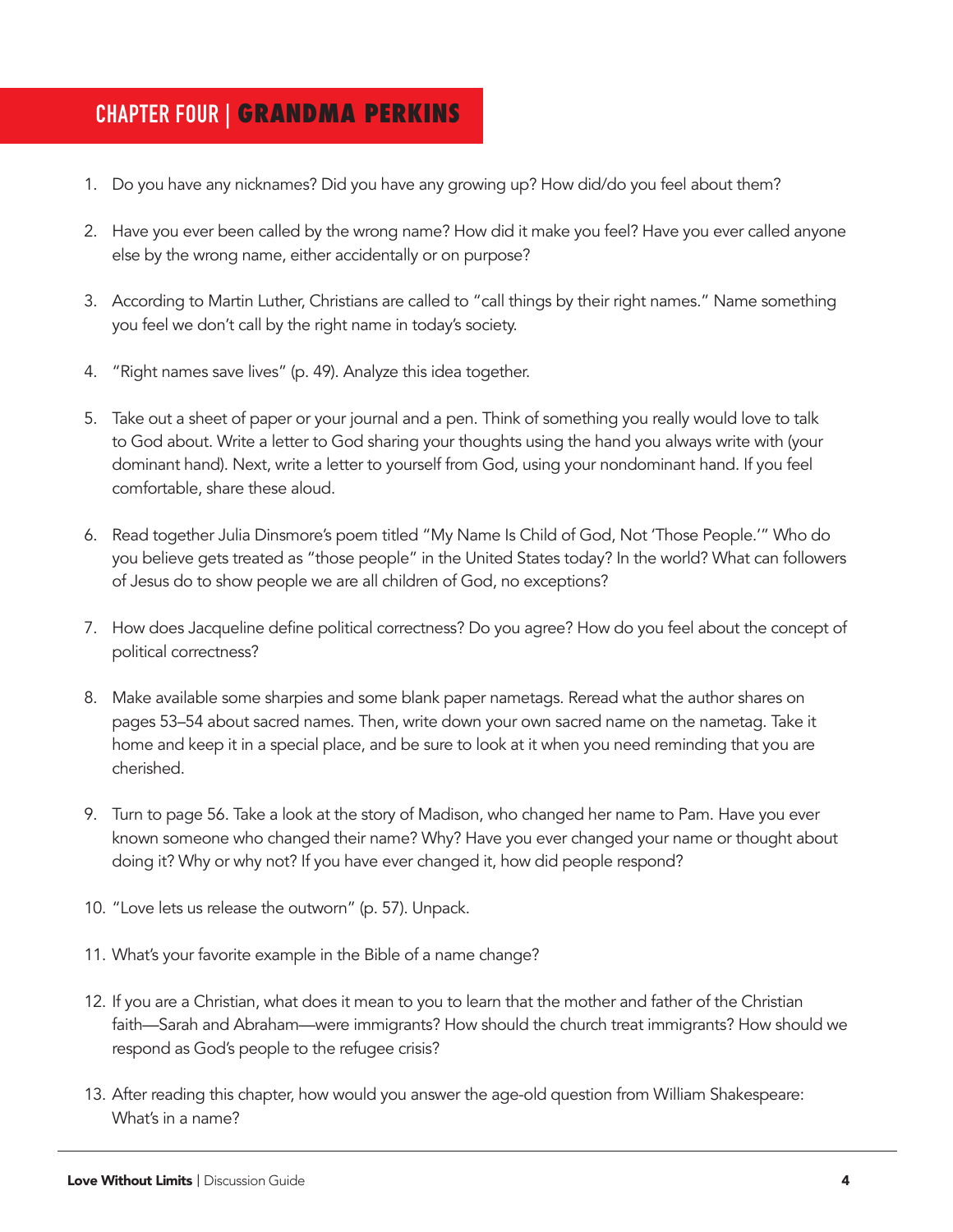## CHAPTER FOUR | GRANDMA PERKINS

1. Do you have any nicknames? Did you have any growing up? How did/do you feel about them?

2. Have you ever been called by the wrong name? How did it make you feel? Have you ever called anyone else by the wrong name, either accidentally or on purpose?

3. According to Martin Luther, Christians are called to "call things by their right names." Name something you feel we don't call by the right name in today's society.

4. "Right names save lives" (p. 49). Analyze this idea together.

5. Take out a sheet of paper or your journal and a pen. Think of something you really would love to talk to God about. Write a letter to God sharing your thoughts using the hand you always write with (your dominant hand). Next, write a letter to yourself from God, using your nondominant hand. If you feel comfortable, share these aloud.

6. Read together Julia Dinsmore's poem titled "My Name Is Child of God, Not 'Those People.'" Who do you believe gets treated as "those people" in the United States today? In the world? What can followers of Jesus do to show people we are all children of God, no exceptions?

7. How does Jacqueline define political correctness? Do you agree? How do you feel about the concept of political correctness?

8. Make available some sharpies and some blank paper nametags. Reread what the author shares on pages 53–54 about sacred names. Then, write down your own sacred name on the nametag. Take it home and keep it in a special place, and be sure to look at it when you need reminding that you are cherished.

9. Turn to page 56. Take a look at the story of Madison, who changed her name to Pam. Have you ever known someone who changed their name? Why? Have you ever changed your name or thought about doing it? Why or why not? If you have ever changed it, how did people respond?

10. "Love lets us release the outworn" (p. 57). Unpack.

11. What's your favorite example in the Bible of a name change?

12. If you are a Christian, what does it mean to you to learn that the mother and father of the Christian faith—Sarah and Abraham—were immigrants? How should the church treat immigrants? How should we respond as God's people to the refugee crisis?

13. After reading this chapter, how would you answer the age-old question from William Shakespeare: What's in a name?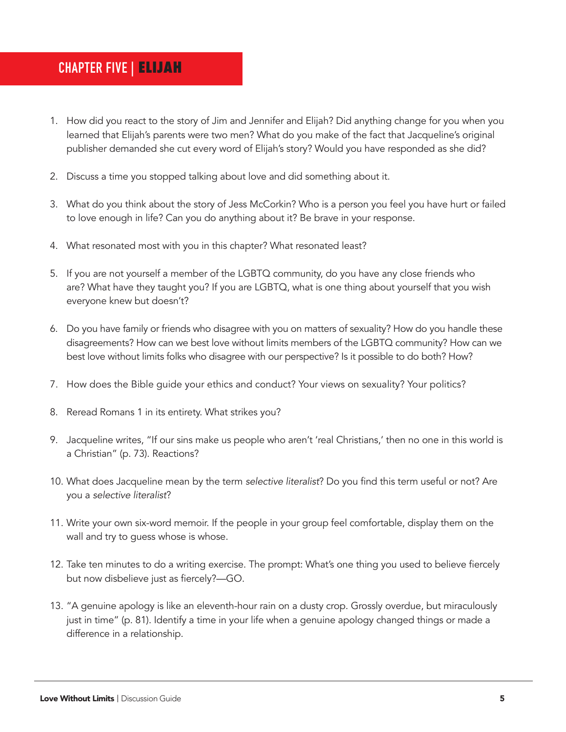## CHAPTER FIVE | ELIJAH

1. How did you react to the story of Jim and Jennifer and Elijah? Did anything change for you when you learned that Elijah's parents were two men? What do you make of the fact that Jacqueline's original publisher demanded she cut every word of Elijah's story? Would you have responded as she did?

2. Discuss a time you stopped talking about love and did something about it.

3. What do you think about the story of Jess McCorkin? Who is a person you feel you have hurt or failed to love enough in life? Can you do anything about it? Be brave in your response.

4. What resonated most with you in this chapter? What resonated least?

5. If you are not yourself a member of the LGBTQ community, do you have any close friends who are? What have they taught you? If you are LGBTQ, what is one thing about yourself that you wish everyone knew but doesn't?

6. Do you have family or friends who disagree with you on matters of sexuality? How do you handle these disagreements? How can we best love without limits members of the LGBTQ community? How can we best love without limits folks who disagree with our perspective? Is it possible to do both? How?

7. How does the Bible guide your ethics and conduct? Your views on sexuality? Your politics?

8. Reread Romans 1 in its entirety. What strikes you?

9. Jacqueline writes, "If our sins make us people who aren't 'real Christians,' then no one in this world is a Christian" (p. 73). Reactions?

10. What does Jacqueline mean by the term *selective literalist*? Do you find this term useful or not? Are you a *selective literalist*?

11. Write your own six-word memoir. If the people in your group feel comfortable, display them on the wall and try to guess whose is whose.

12. Take ten minutes to do a writing exercise. The prompt: What's one thing you used to believe fiercely but now disbelieve just as fiercely?—GO.

13. "A genuine apology is like an eleventh-hour rain on a dusty crop. Grossly overdue, but miraculously just in time" (p. 81). Identify a time in your life when a genuine apology changed things or made a difference in a relationship.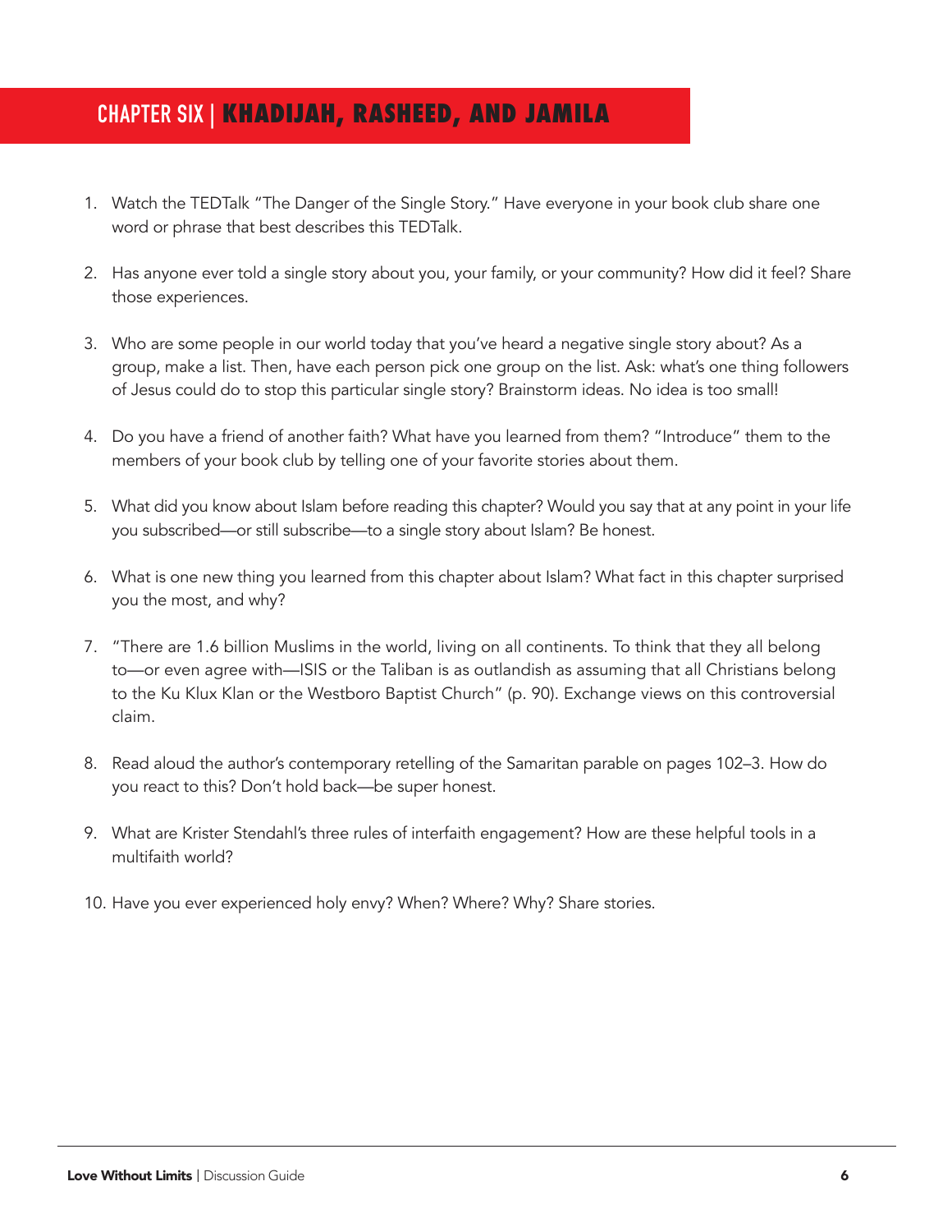## CHAPTER SIX | KHADIJAH, RASHEED, AND JAMILA

1. Watch the TEDTalk "The Danger of the Single Story." Have everyone in your book club share one word or phrase that best describes this TEDTalk.

2. Has anyone ever told a single story about you, your family, or your community? How did it feel? Share those experiences.

3. Who are some people in our world today that you've heard a negative single story about? As a group, make a list. Then, have each person pick one group on the list. Ask: what's one thing followers of Jesus could do to stop this particular single story? Brainstorm ideas. No idea is too small!

4. Do you have a friend of another faith? What have you learned from them? "Introduce" them to the members of your book club by telling one of your favorite stories about them.

5. What did you know about Islam before reading this chapter? Would you say that at any point in your life you subscribed—or still subscribe—to a single story about Islam? Be honest.

6. What is one new thing you learned from this chapter about Islam? What fact in this chapter surprised you the most, and why?

7. "There are 1.6 billion Muslims in the world, living on all continents. To think that they all belong to—or even agree with—ISIS or the Taliban is as outlandish as assuming that all Christians belong to the Ku Klux Klan or the Westboro Baptist Church" (p. 90). Exchange views on this controversial claim.

8. Read aloud the author's contemporary retelling of the Samaritan parable on pages 102–3. How do you react to this? Don't hold back—be super honest.

9. What are Krister Stendahl's three rules of interfaith engagement? How are these helpful tools in a multifaith world?

10. Have you ever experienced holy envy? When? Where? Why? Share stories.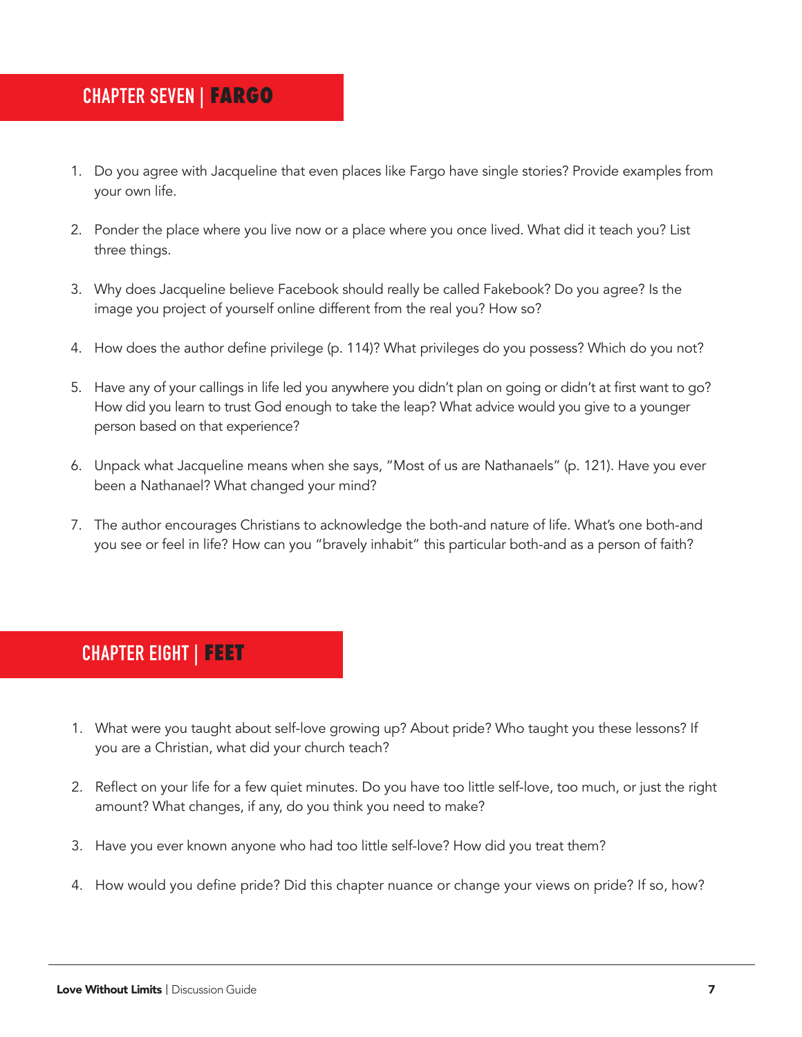## CHAPTER SEVEN | FARGO

1. Do you agree with Jacqueline that even places like Fargo have single stories? Provide examples from your own life.

2. Ponder the place where you live now or a place where you once lived. What did it teach you? List three things.

3. Why does Jacqueline believe Facebook should really be called Fakebook? Do you agree? Is the image you project of yourself online different from the real you? How so?

4. How does the author define privilege (p. 114)? What privileges do you possess? Which do you not?

5. Have any of your callings in life led you anywhere you didn't plan on going or didn't at first want to go? How did you learn to trust God enough to take the leap? What advice would you give to a younger person based on that experience?

6. Unpack what Jacqueline means when she says, "Most of us are Nathanaels" (p. 121). Have you ever been a Nathanael? What changed your mind?

7. The author encourages Christians to acknowledge the both-and nature of life. What's one both-and you see or feel in life? How can you "bravely inhabit" this particular both-and as a person of faith?

## CHAPTER EIGHT | FEET

1. What were you taught about self-love growing up? About pride? Who taught you these lessons? If you are a Christian, what did your church teach?

2. Reflect on your life for a few quiet minutes. Do you have too little self-love, too much, or just the right amount? What changes, if any, do you think you need to make?

3. Have you ever known anyone who had too little self-love? How did you treat them?

4. How would you define pride? Did this chapter nuance or change your views on pride? If so, how?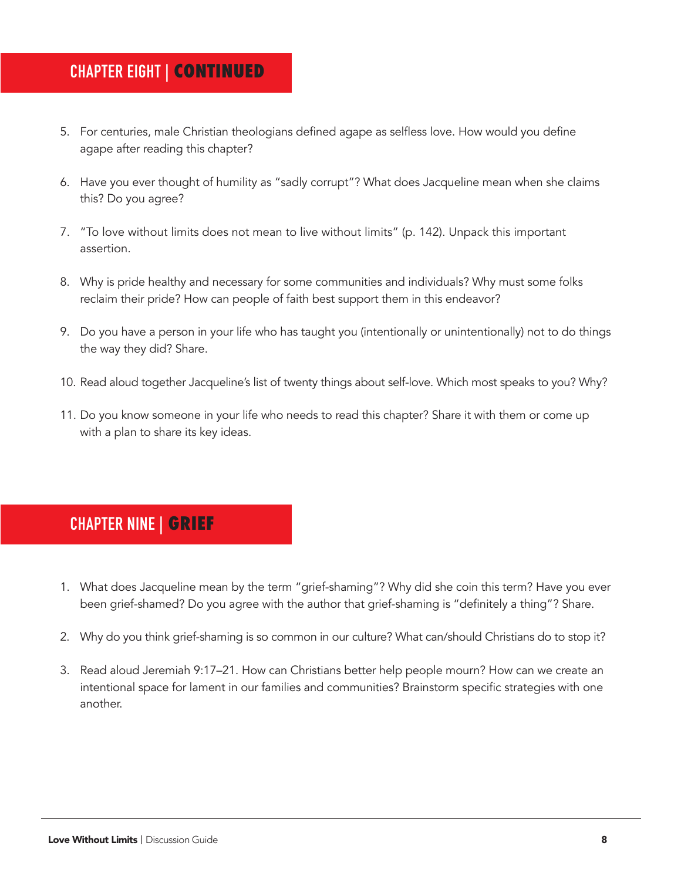## CHAPTER EIGHT | CONTINUED

5. For centuries, male Christian theologians defined agape as selfless love. How would you define agape after reading this chapter?

6. Have you ever thought of humility as "sadly corrupt"? What does Jacqueline mean when she claims this? Do you agree?

7. "To love without limits does not mean to live without limits" (p. 142). Unpack this important assertion.

8. Why is pride healthy and necessary for some communities and individuals? Why must some folks reclaim their pride? How can people of faith best support them in this endeavor?

9. Do you have a person in your life who has taught you (intentionally or unintentionally) not to do things the way they did? Share.

10. Read aloud together Jacqueline's list of twenty things about self-love. Which most speaks to you? Why?

11. Do you know someone in your life who needs to read this chapter? Share it with them or come up with a plan to share its key ideas.

## CHAPTER NINE | GRIEF

1. What does Jacqueline mean by the term "grief-shaming"? Why did she coin this term? Have you ever been grief-shamed? Do you agree with the author that grief-shaming is "definitely a thing"? Share.

2. Why do you think grief-shaming is so common in our culture? What can/should Christians do to stop it?

3. Read aloud Jeremiah 9:17–21. How can Christians better help people mourn? How can we create an intentional space for lament in our families and communities? Brainstorm specific strategies with one another.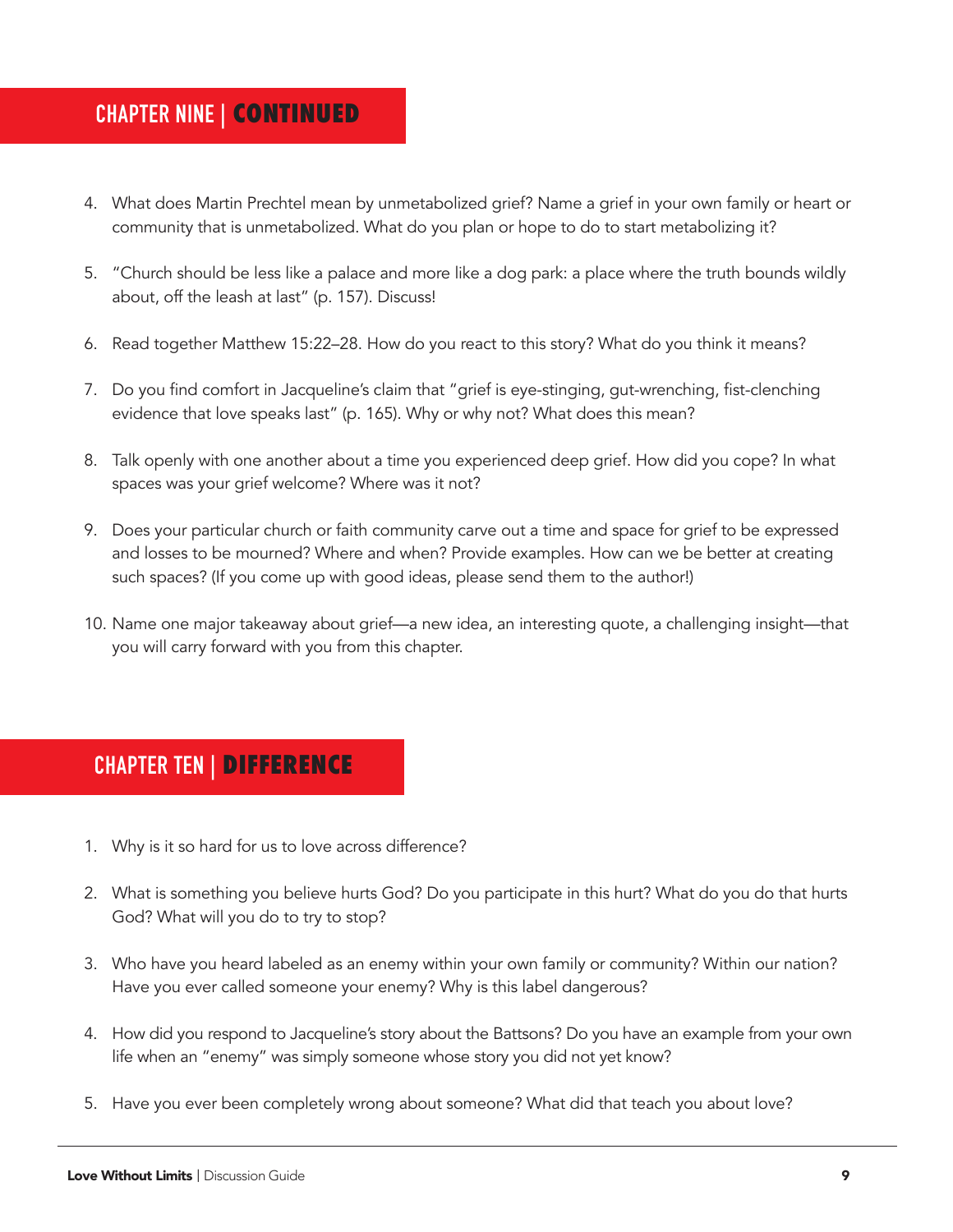## CHAPTER NINE | CONTINUED

4. What does Martin Prechtel mean by unmetabolized grief? Name a grief in your own family or heart or community that is unmetabolized. What do you plan or hope to do to start metabolizing it?
5. "Church should be less like a palace and more like a dog park: a place where the truth bounds wildly about, off the leash at last" (p. 157). Discuss!
6. Read together Matthew 15:22–28. How do you react to this story? What do you think it means?
7. Do you find comfort in Jacqueline's claim that "grief is eye-stinging, gut-wrenching, fist-clenching evidence that love speaks last" (p. 165). Why or why not? What does this mean?
8. Talk openly with one another about a time you experienced deep grief. How did you cope? In what spaces was your grief welcome? Where was it not?
9. Does your particular church or faith community carve out a time and space for grief to be expressed and losses to be mourned? Where and when? Provide examples. How can we be better at creating such spaces? (If you come up with good ideas, please send them to the author!)
10. Name one major takeaway about grief—a new idea, an interesting quote, a challenging insight—that you will carry forward with you from this chapter.

## CHAPTER TEN | DIFFERENCE

1. Why is it so hard for us to love across difference?
2. What is something you believe hurts God? Do you participate in this hurt? What do you do that hurts God? What will you do to try to stop?
3. Who have you heard labeled as an enemy within your own family or community? Within our nation? Have you ever called someone your enemy? Why is this label dangerous?
4. How did you respond to Jacqueline's story about the Battsons? Do you have an example from your own life when an "enemy" was simply someone whose story you did not yet know?
5. Have you ever been completely wrong about someone? What did that teach you about love?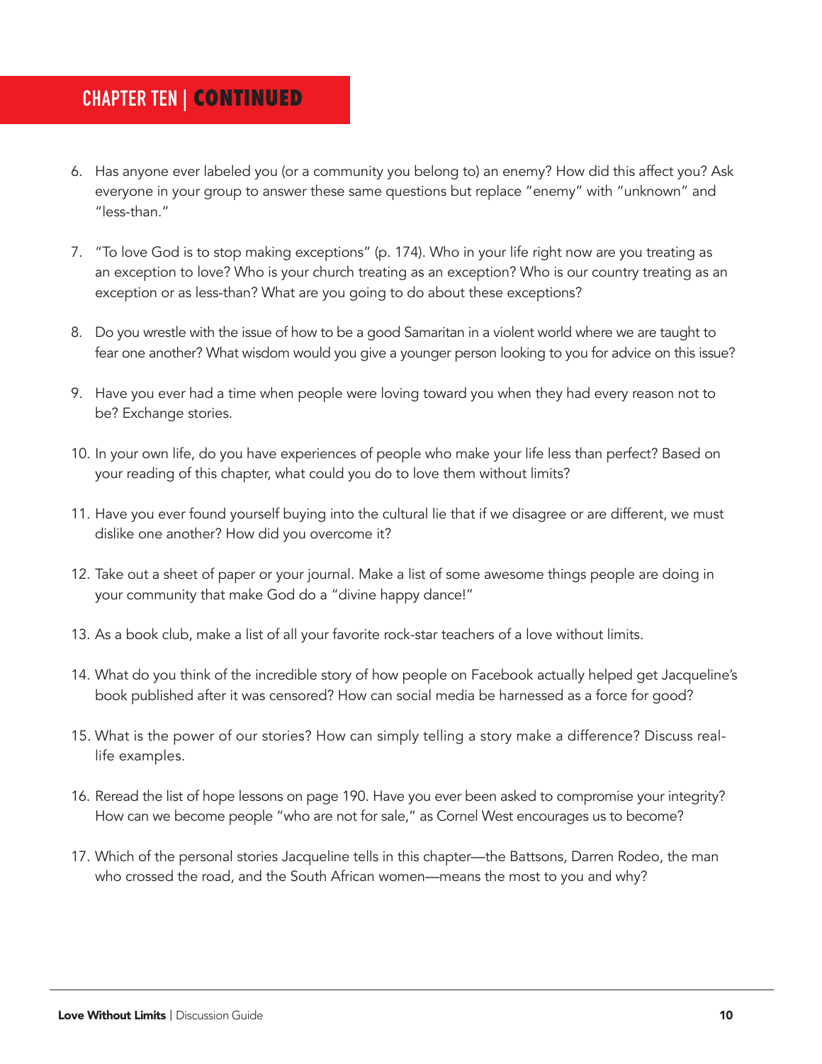## CHAPTER TEN | CONTINUED

6. Has anyone ever labeled you (or a community you belong to) an enemy? How did this affect you? Ask everyone in your group to answer these same questions but replace "enemy" with "unknown" and "less-than."

7. "To love God is to stop making exceptions" (p. 174). Who in your life right now are you treating as an exception to love? Who is your church treating as an exception? Who is our country treating as an exception or as less-than? What are you going to do about these exceptions?

8. Do you wrestle with the issue of how to be a good Samaritan in a violent world where we are taught to fear one another? What wisdom would you give a younger person looking to you for advice on this issue?

9. Have you ever had a time when people were loving toward you when they had every reason not to be? Exchange stories.

10. In your own life, do you have experiences of people who make your life less than perfect? Based on your reading of this chapter, what could you do to love them without limits?

11. Have you ever found yourself buying into the cultural lie that if we disagree or are different, we must dislike one another? How did you overcome it?

12. Take out a sheet of paper or your journal. Make a list of some awesome things people are doing in your community that make God do a "divine happy dance!"

13. As a book club, make a list of all your favorite rock-star teachers of a love without limits.

14. What do you think of the incredible story of how people on Facebook actually helped get Jacqueline's book published after it was censored? How can social media be harnessed as a force for good?

15. What is the power of our stories? How can simply telling a story make a difference? Discuss real-life examples.

16. Reread the list of hope lessons on page 190. Have you ever been asked to compromise your integrity? How can we become people "who are not for sale," as Cornel West encourages us to become?

17. Which of the personal stories Jacqueline tells in this chapter—the Battsons, Darren Rodeo, the man who crossed the road, and the South African women—means the most to you and why?